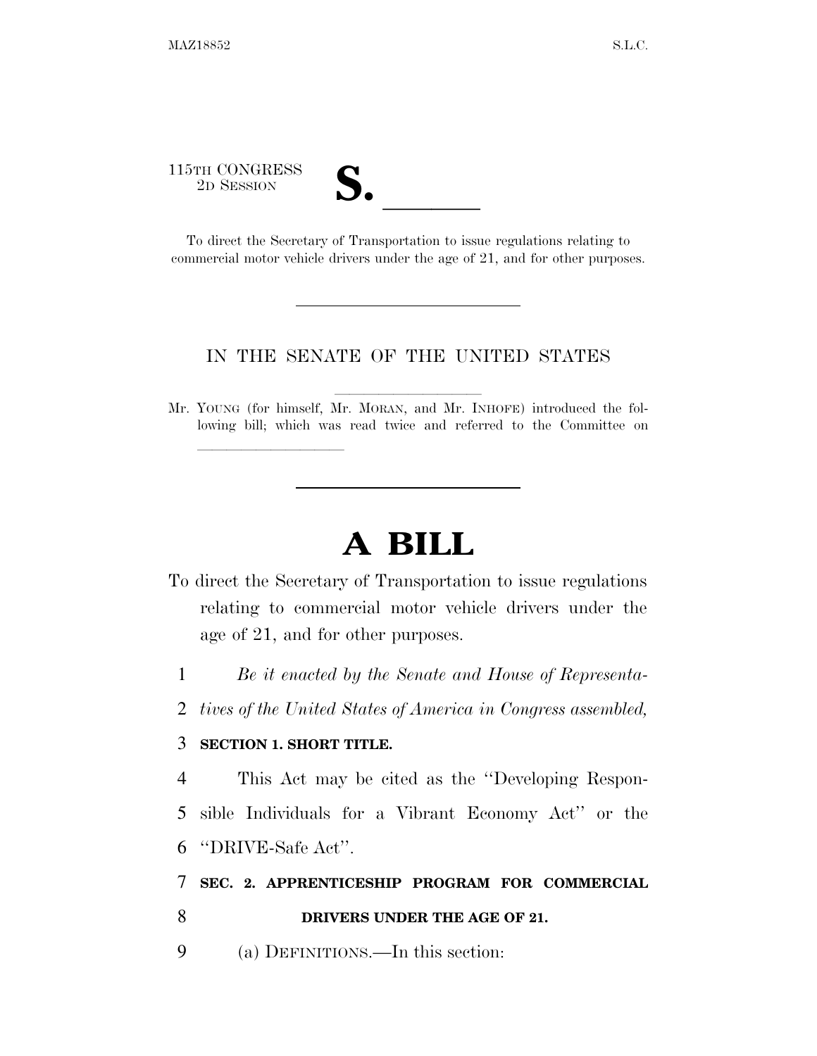115TH CONGRESS
2D SESSION

# S. ______

To direct the Secretary of Transportation to issue regulations relating to commercial motor vehicle drivers under the age of 21, and for other purposes.

---

IN THE SENATE OF THE UNITED STATES

Mr. YOUNG (for himself, Mr. MORAN, and Mr. INHOFE) introduced the following bill; which was read twice and referred to the Committee on ______________

---

# A BILL

To direct the Secretary of Transportation to issue regulations relating to commercial motor vehicle drivers under the age of 21, and for other purposes.

1 *Be it enacted by the Senate and House of Representa-*
2 *tives of the United States of America in Congress assembled,*

3 **SECTION 1. SHORT TITLE.**

4 This Act may be cited as the "Developing Respon-
5 sible Individuals for a Vibrant Economy Act" or the
6 "DRIVE-Safe Act".

7 **SEC. 2. APPRENTICESHIP PROGRAM FOR COMMERCIAL**
8 **DRIVERS UNDER THE AGE OF 21.**

9 (a) DEFINITIONS.—In this section: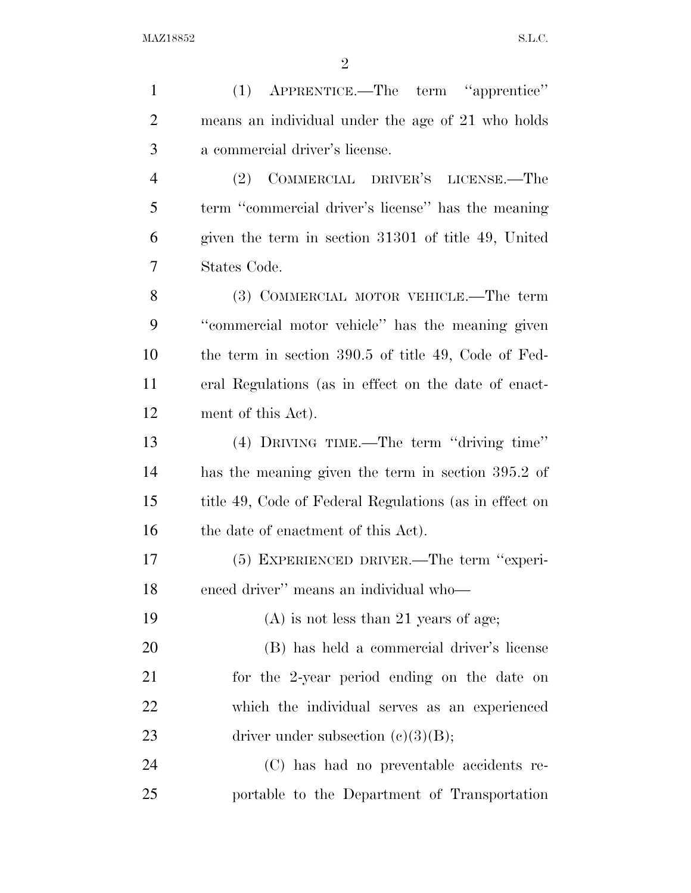(1) APPRENTICE.—The term ''apprentice'' means an individual under the age of 21 who holds a commercial driver's license.

(2) COMMERCIAL DRIVER'S LICENSE.—The term ''commercial driver's license'' has the meaning given the term in section 31301 of title 49, United States Code.

(3) COMMERCIAL MOTOR VEHICLE.—The term ''commercial motor vehicle'' has the meaning given the term in section 390.5 of title 49, Code of Federal Regulations (as in effect on the date of enactment of this Act).

(4) DRIVING TIME.—The term ''driving time'' has the meaning given the term in section 395.2 of title 49, Code of Federal Regulations (as in effect on the date of enactment of this Act).

(5) EXPERIENCED DRIVER.—The term ''experienced driver'' means an individual who—

(A) is not less than 21 years of age;

(B) has held a commercial driver's license for the 2-year period ending on the date on which the individual serves as an experienced driver under subsection (c)(3)(B);

(C) has had no preventable accidents reportable to the Department of Transportation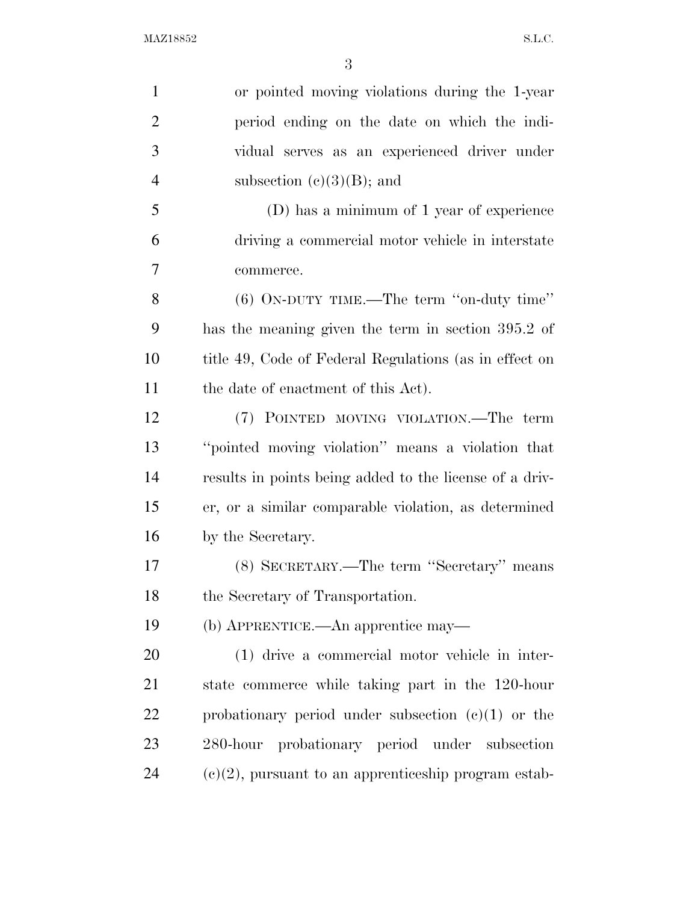or pointed moving violations during the 1-year period ending on the date on which the individual serves as an experienced driver under subsection (c)(3)(B); and

(D) has a minimum of 1 year of experience driving a commercial motor vehicle in interstate commerce.

(6) ON-DUTY TIME.—The term "on-duty time" has the meaning given the term in section 395.2 of title 49, Code of Federal Regulations (as in effect on the date of enactment of this Act).

(7) POINTED MOVING VIOLATION.—The term "pointed moving violation" means a violation that results in points being added to the license of a driver, or a similar comparable violation, as determined by the Secretary.

(8) SECRETARY.—The term "Secretary" means the Secretary of Transportation.

(b) APPRENTICE.—An apprentice may—

(1) drive a commercial motor vehicle in interstate commerce while taking part in the 120-hour probationary period under subsection (c)(1) or the 280-hour probationary period under subsection (c)(2), pursuant to an apprenticeship program estab-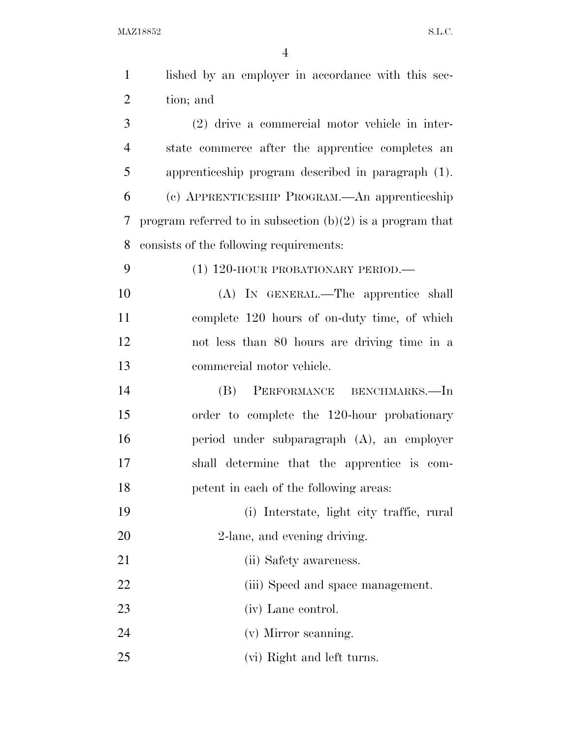lished by an employer in accordance with this section; and

(2) drive a commercial motor vehicle in interstate commerce after the apprentice completes an apprenticeship program described in paragraph (1).

(c) APPRENTICESHIP PROGRAM.—An apprenticeship program referred to in subsection (b)(2) is a program that consists of the following requirements:

(1) 120-HOUR PROBATIONARY PERIOD.—

(A) IN GENERAL.—The apprentice shall complete 120 hours of on-duty time, of which not less than 80 hours are driving time in a commercial motor vehicle.

(B) PERFORMANCE BENCHMARKS.—In order to complete the 120-hour probationary period under subparagraph (A), an employer shall determine that the apprentice is competent in each of the following areas:

(i) Interstate, light city traffic, rural 2-lane, and evening driving.

(ii) Safety awareness.

(iii) Speed and space management.

(iv) Lane control.

(v) Mirror scanning.

(vi) Right and left turns.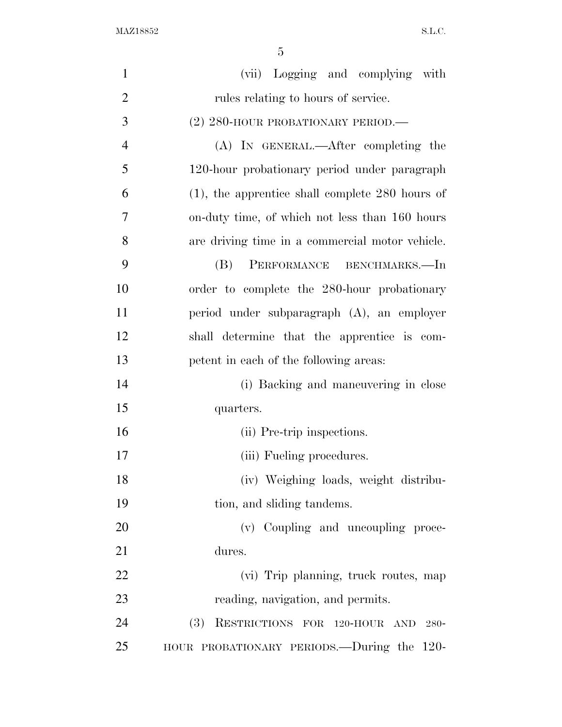(vii) Logging and complying with rules relating to hours of service.

(2) 280-HOUR PROBATIONARY PERIOD.—

(A) IN GENERAL.—After completing the 120-hour probationary period under paragraph (1), the apprentice shall complete 280 hours of on-duty time, of which not less than 160 hours are driving time in a commercial motor vehicle.

(B) PERFORMANCE BENCHMARKS.—In order to complete the 280-hour probationary period under subparagraph (A), an employer shall determine that the apprentice is competent in each of the following areas:

(i) Backing and maneuvering in close quarters.

(ii) Pre-trip inspections.

(iii) Fueling procedures.

(iv) Weighing loads, weight distribution, and sliding tandems.

(v) Coupling and uncoupling procedures.

(vi) Trip planning, truck routes, map reading, navigation, and permits.

(3) RESTRICTIONS FOR 120-HOUR AND 280-HOUR PROBATIONARY PERIODS.—During the 120-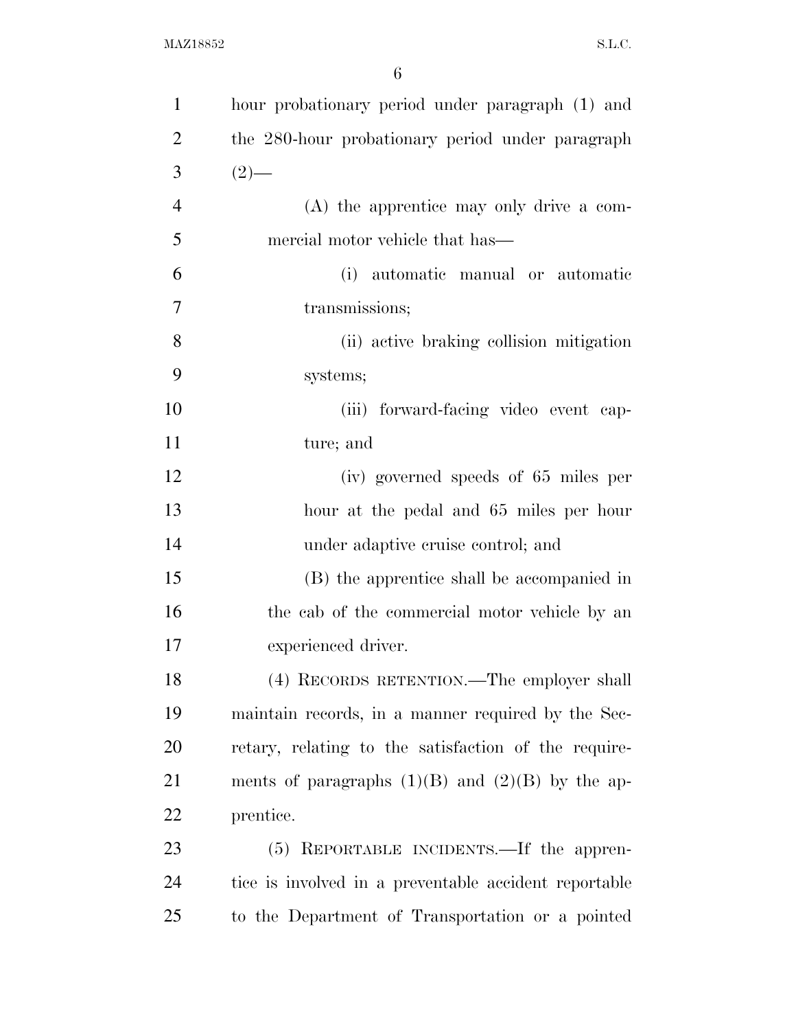hour probationary period under paragraph (1) and the 280-hour probationary period under paragraph (2)—

(A) the apprentice may only drive a commercial motor vehicle that has—

(i) automatic manual or automatic transmissions;

(ii) active braking collision mitigation systems;

(iii) forward-facing video event capture; and

(iv) governed speeds of 65 miles per hour at the pedal and 65 miles per hour under adaptive cruise control; and

(B) the apprentice shall be accompanied in the cab of the commercial motor vehicle by an experienced driver.

(4) RECORDS RETENTION.—The employer shall maintain records, in a manner required by the Secretary, relating to the satisfaction of the requirements of paragraphs (1)(B) and (2)(B) by the apprentice.

(5) REPORTABLE INCIDENTS.—If the apprentice is involved in a preventable accident reportable to the Department of Transportation or a pointed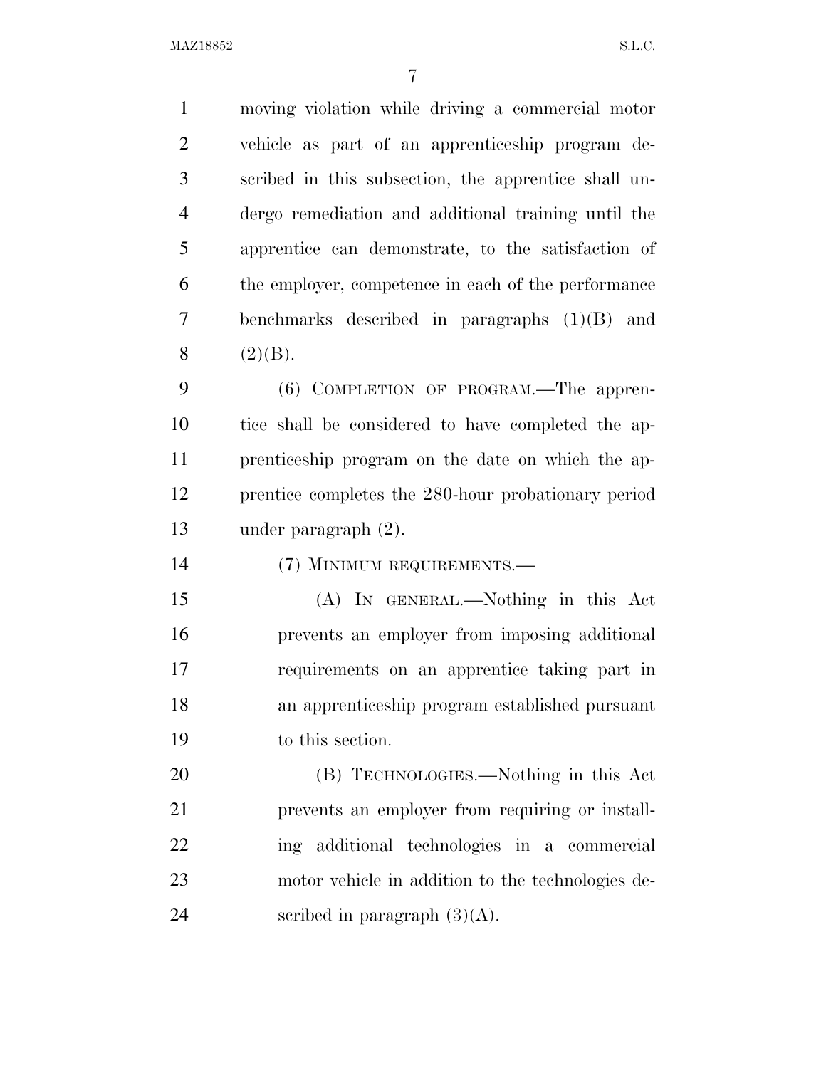moving violation while driving a commercial motor vehicle as part of an apprenticeship program described in this subsection, the apprentice shall undergo remediation and additional training until the apprentice can demonstrate, to the satisfaction of the employer, competence in each of the performance benchmarks described in paragraphs (1)(B) and (2)(B).

(6) COMPLETION OF PROGRAM.—The apprentice shall be considered to have completed the apprenticeship program on the date on which the apprentice completes the 280-hour probationary period under paragraph (2).

(7) MINIMUM REQUIREMENTS.—

(A) IN GENERAL.—Nothing in this Act prevents an employer from imposing additional requirements on an apprentice taking part in an apprenticeship program established pursuant to this section.

(B) TECHNOLOGIES.—Nothing in this Act prevents an employer from requiring or installing additional technologies in a commercial motor vehicle in addition to the technologies described in paragraph (3)(A).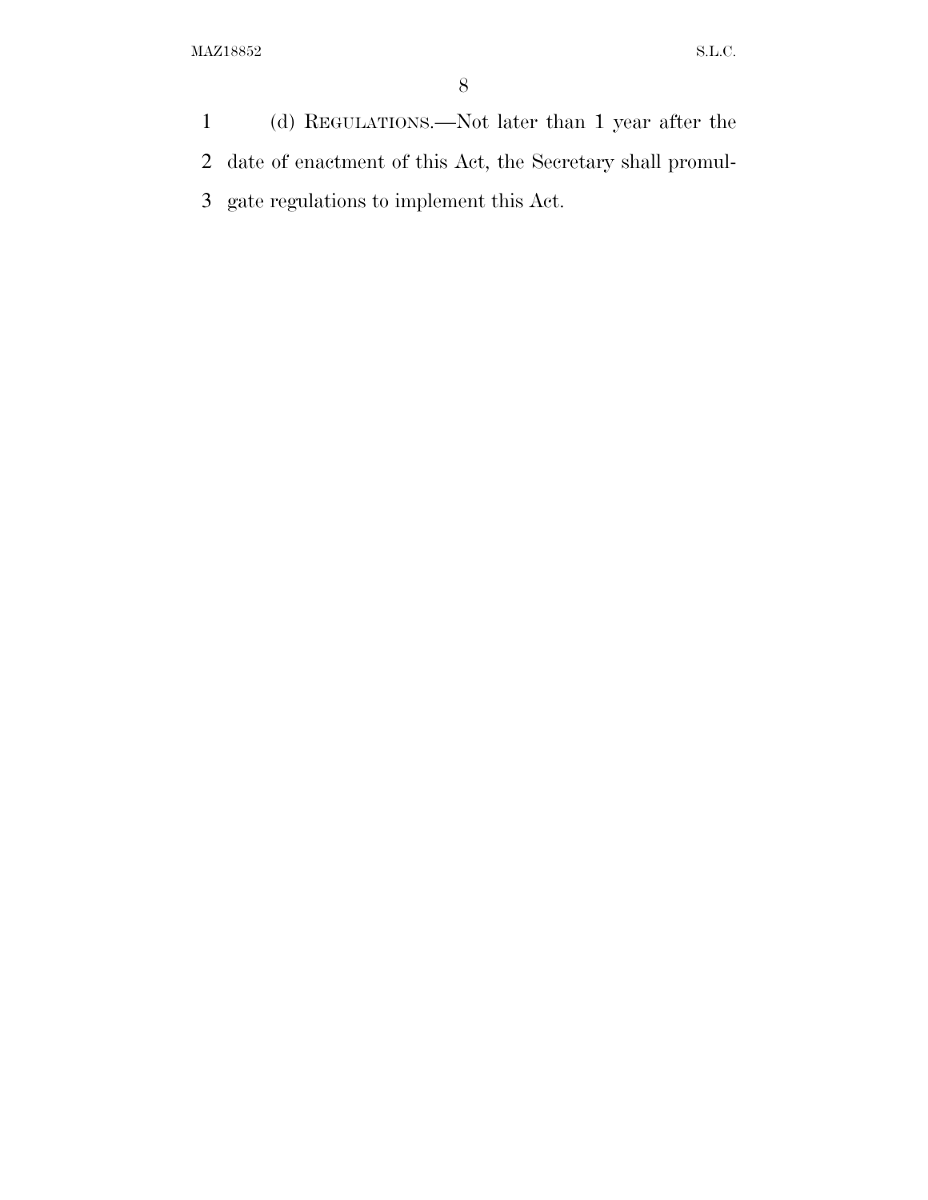(d) REGULATIONS.—Not later than 1 year after the date of enactment of this Act, the Secretary shall promulgate regulations to implement this Act.